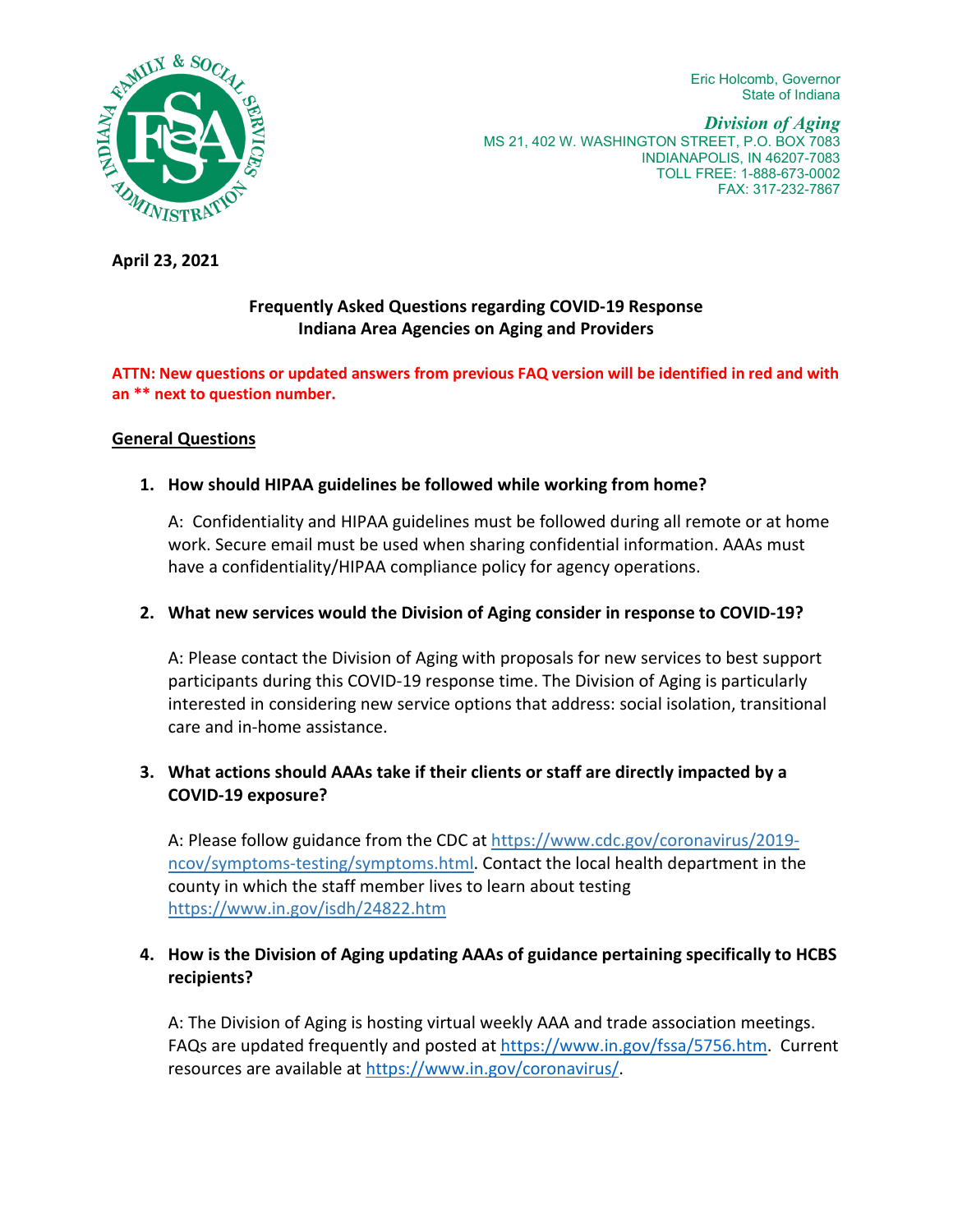Eric Holcomb, Governor
State of Indiana

*Division of Aging*
MS 21, 402 W. WASHINGTON STREET, P.O. BOX 7083
INDIANAPOLIS, IN 46207-7083
TOLL FREE: 1-888-673-0002
FAX: 317-232-7867

**April 23, 2021**

## Frequently Asked Questions regarding COVID-19 Response
## Indiana Area Agencies on Aging and Providers

**ATTN: New questions or updated answers from previous FAQ version will be identified in red and with an ** next to question number.**

### General Questions

1. **How should HIPAA guidelines be followed while working from home?**

   A: Confidentiality and HIPAA guidelines must be followed during all remote or at home work. Secure email must be used when sharing confidential information. AAAs must have a confidentiality/HIPAA compliance policy for agency operations.

2. **What new services would the Division of Aging consider in response to COVID-19?**

   A: Please contact the Division of Aging with proposals for new services to best support participants during this COVID-19 response time. The Division of Aging is particularly interested in considering new service options that address: social isolation, transitional care and in-home assistance.

3. **What actions should AAAs take if their clients or staff are directly impacted by a COVID-19 exposure?**

   A: Please follow guidance from the CDC at https://www.cdc.gov/coronavirus/2019-ncov/symptoms-testing/symptoms.html. Contact the local health department in the county in which the staff member lives to learn about testing https://www.in.gov/isdh/24822.htm

4. **How is the Division of Aging updating AAAs of guidance pertaining specifically to HCBS recipients?**

   A: The Division of Aging is hosting virtual weekly AAA and trade association meetings. FAQs are updated frequently and posted at https://www.in.gov/fssa/5756.htm. Current resources are available at https://www.in.gov/coronavirus/.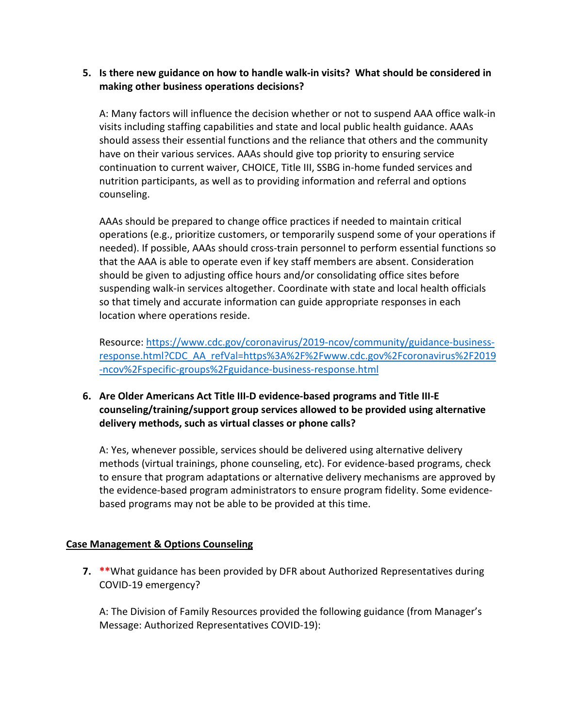5. **Is there new guidance on how to handle walk-in visits? What should be considered in making other business operations decisions?**

   A: Many factors will influence the decision whether or not to suspend AAA office walk-in visits including staffing capabilities and state and local public health guidance. AAAs should assess their essential functions and the reliance that others and the community have on their various services. AAAs should give top priority to ensuring service continuation to current waiver, CHOICE, Title III, SSBG in-home funded services and nutrition participants, as well as to providing information and referral and options counseling.

   AAAs should be prepared to change office practices if needed to maintain critical operations (e.g., prioritize customers, or temporarily suspend some of your operations if needed). If possible, AAAs should cross-train personnel to perform essential functions so that the AAA is able to operate even if key staff members are absent. Consideration should be given to adjusting office hours and/or consolidating office sites before suspending walk-in services altogether. Coordinate with state and local health officials so that timely and accurate information can guide appropriate responses in each location where operations reside.

   Resource: [https://www.cdc.gov/coronavirus/2019-ncov/community/guidance-business-response.html?CDC_AA_refVal=https%3A%2F%2Fwww.cdc.gov%2Fcoronavirus%2F2019-ncov%2Fspecific-groups%2Fguidance-business-response.html](https://www.cdc.gov/coronavirus/2019-ncov/community/guidance-business-response.html?CDC_AA_refVal=https%3A%2F%2Fwww.cdc.gov%2Fcoronavirus%2F2019-ncov%2Fspecific-groups%2Fguidance-business-response.html)

6. **Are Older Americans Act Title III-D evidence-based programs and Title III-E counseling/training/support group services allowed to be provided using alternative delivery methods, such as virtual classes or phone calls?**

   A: Yes, whenever possible, services should be delivered using alternative delivery methods (virtual trainings, phone counseling, etc). For evidence-based programs, check to ensure that program adaptations or alternative delivery mechanisms are approved by the evidence-based program administrators to ensure program fidelity. Some evidence-based programs may not be able to be provided at this time.

<u>**Case Management & Options Counseling**</u>

7. **\*\***What guidance has been provided by DFR about Authorized Representatives during COVID-19 emergency?

   A: The Division of Family Resources provided the following guidance (from Manager's Message: Authorized Representatives COVID-19):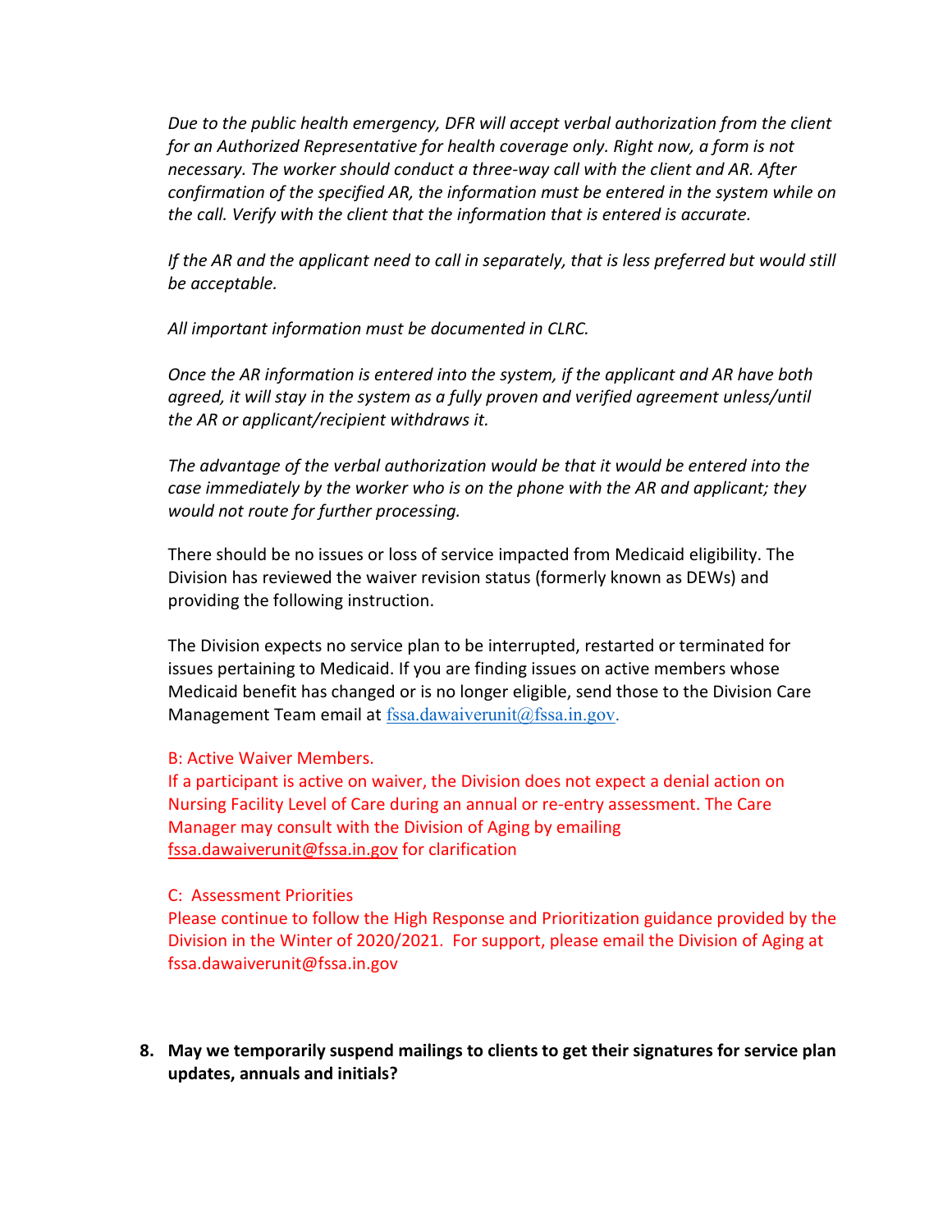*Due to the public health emergency, DFR will accept verbal authorization from the client for an Authorized Representative for health coverage only. Right now, a form is not necessary. The worker should conduct a three-way call with the client and AR. After confirmation of the specified AR, the information must be entered in the system while on the call. Verify with the client that the information that is entered is accurate.*

*If the AR and the applicant need to call in separately, that is less preferred but would still be acceptable.*

*All important information must be documented in CLRC.*

*Once the AR information is entered into the system, if the applicant and AR have both agreed, it will stay in the system as a fully proven and verified agreement unless/until the AR or applicant/recipient withdraws it.*

*The advantage of the verbal authorization would be that it would be entered into the case immediately by the worker who is on the phone with the AR and applicant; they would not route for further processing.*

There should be no issues or loss of service impacted from Medicaid eligibility. The Division has reviewed the waiver revision status (formerly known as DEWs) and providing the following instruction.

The Division expects no service plan to be interrupted, restarted or terminated for issues pertaining to Medicaid. If you are finding issues on active members whose Medicaid benefit has changed or is no longer eligible, send those to the Division Care Management Team email at fssa.dawaiverunit@fssa.in.gov.

B: Active Waiver Members.
If a participant is active on waiver, the Division does not expect a denial action on Nursing Facility Level of Care during an annual or re-entry assessment. The Care Manager may consult with the Division of Aging by emailing fssa.dawaiverunit@fssa.in.gov for clarification

C: Assessment Priorities
Please continue to follow the High Response and Prioritization guidance provided by the Division in the Winter of 2020/2021. For support, please email the Division of Aging at fssa.dawaiverunit@fssa.in.gov

**8. May we temporarily suspend mailings to clients to get their signatures for service plan updates, annuals and initials?**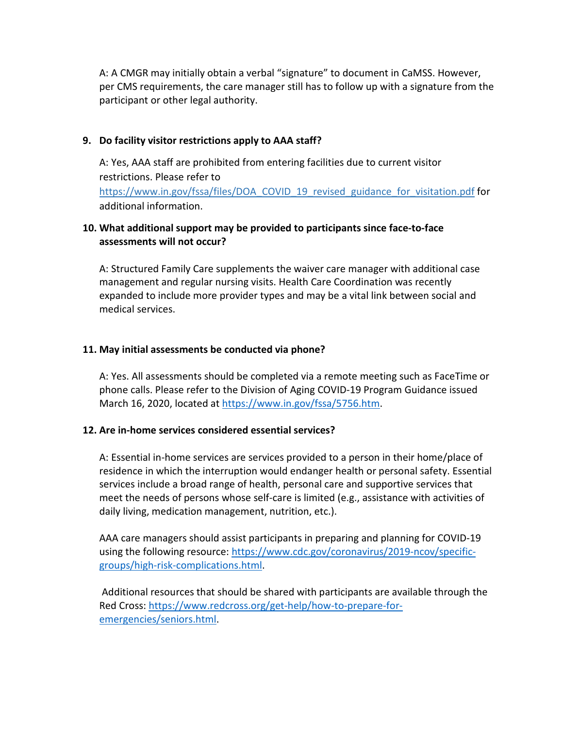A: A CMGR may initially obtain a verbal "signature" to document in CaMSS. However, per CMS requirements, the care manager still has to follow up with a signature from the participant or other legal authority.

**9. Do facility visitor restrictions apply to AAA staff?**

A: Yes, AAA staff are prohibited from entering facilities due to current visitor restrictions. Please refer to https://www.in.gov/fssa/files/DOA_COVID_19_revised_guidance_for_visitation.pdf for additional information.

**10. What additional support may be provided to participants since face-to-face assessments will not occur?**

A: Structured Family Care supplements the waiver care manager with additional case management and regular nursing visits. Health Care Coordination was recently expanded to include more provider types and may be a vital link between social and medical services.

**11. May initial assessments be conducted via phone?**

A: Yes. All assessments should be completed via a remote meeting such as FaceTime or phone calls. Please refer to the Division of Aging COVID-19 Program Guidance issued March 16, 2020, located at https://www.in.gov/fssa/5756.htm.

**12. Are in-home services considered essential services?**

A: Essential in-home services are services provided to a person in their home/place of residence in which the interruption would endanger health or personal safety. Essential services include a broad range of health, personal care and supportive services that meet the needs of persons whose self-care is limited (e.g., assistance with activities of daily living, medication management, nutrition, etc.).

AAA care managers should assist participants in preparing and planning for COVID-19 using the following resource: https://www.cdc.gov/coronavirus/2019-ncov/specific-groups/high-risk-complications.html.

Additional resources that should be shared with participants are available through the Red Cross: https://www.redcross.org/get-help/how-to-prepare-for-emergencies/seniors.html.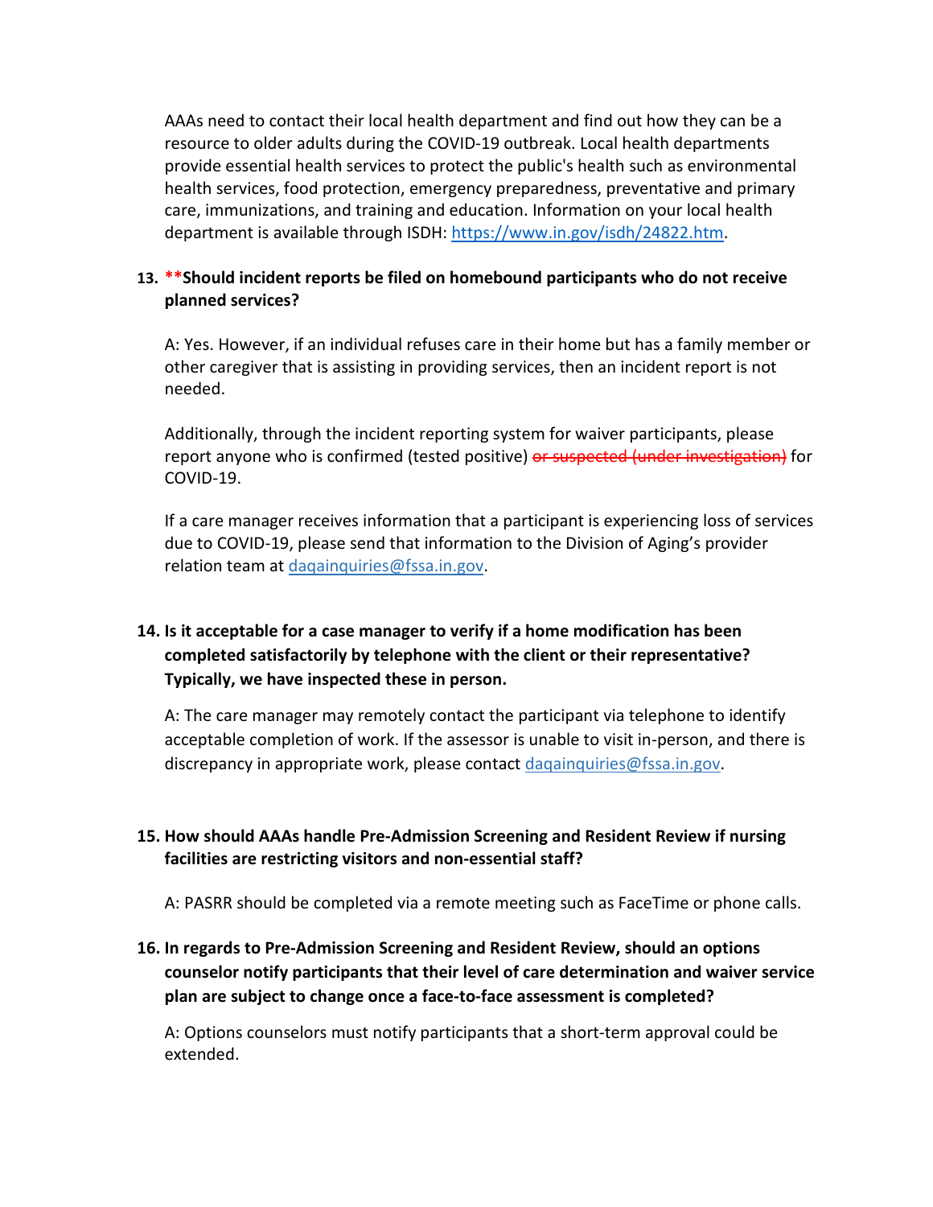AAAs need to contact their local health department and find out how they can be a resource to older adults during the COVID-19 outbreak. Local health departments provide essential health services to protect the public's health such as environmental health services, food protection, emergency preparedness, preventative and primary care, immunizations, and training and education. Information on your local health department is available through ISDH: https://www.in.gov/isdh/24822.htm.

13. **\*\*Should incident reports be filed on homebound participants who do not receive planned services?**

    A: Yes. However, if an individual refuses care in their home but has a family member or other caregiver that is assisting in providing services, then an incident report is not needed.

    Additionally, through the incident reporting system for waiver participants, please report anyone who is confirmed (tested positive) ~~or suspected (under investigation)~~ for COVID-19.

    If a care manager receives information that a participant is experiencing loss of services due to COVID-19, please send that information to the Division of Aging's provider relation team at daqainquiries@fssa.in.gov.

14. **Is it acceptable for a case manager to verify if a home modification has been completed satisfactorily by telephone with the client or their representative? Typically, we have inspected these in person.**

    A: The care manager may remotely contact the participant via telephone to identify acceptable completion of work. If the assessor is unable to visit in-person, and there is discrepancy in appropriate work, please contact daqainquiries@fssa.in.gov.

15. **How should AAAs handle Pre-Admission Screening and Resident Review if nursing facilities are restricting visitors and non-essential staff?**

    A: PASRR should be completed via a remote meeting such as FaceTime or phone calls.

16. **In regards to Pre-Admission Screening and Resident Review, should an options counselor notify participants that their level of care determination and waiver service plan are subject to change once a face-to-face assessment is completed?**

    A: Options counselors must notify participants that a short-term approval could be extended.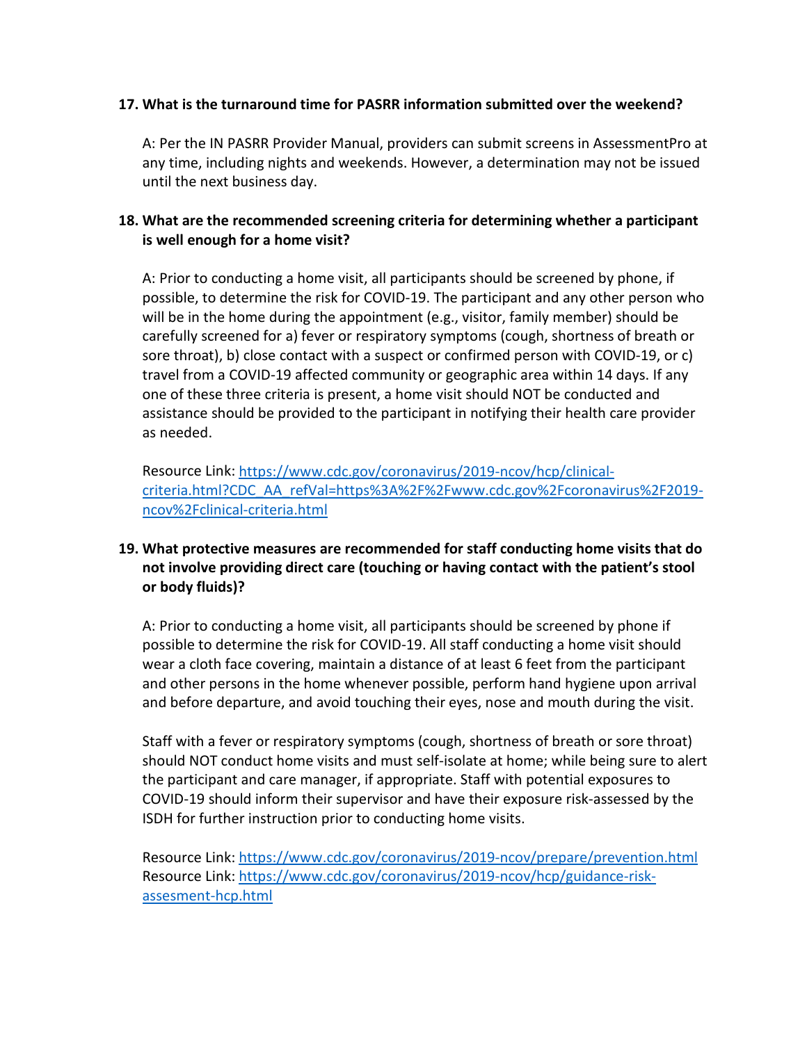**17. What is the turnaround time for PASRR information submitted over the weekend?**

A: Per the IN PASRR Provider Manual, providers can submit screens in AssessmentPro at any time, including nights and weekends. However, a determination may not be issued until the next business day.

**18. What are the recommended screening criteria for determining whether a participant is well enough for a home visit?**

A: Prior to conducting a home visit, all participants should be screened by phone, if possible, to determine the risk for COVID-19. The participant and any other person who will be in the home during the appointment (e.g., visitor, family member) should be carefully screened for a) fever or respiratory symptoms (cough, shortness of breath or sore throat), b) close contact with a suspect or confirmed person with COVID-19, or c) travel from a COVID-19 affected community or geographic area within 14 days. If any one of these three criteria is present, a home visit should NOT be conducted and assistance should be provided to the participant in notifying their health care provider as needed.

Resource Link: [https://www.cdc.gov/coronavirus/2019-ncov/hcp/clinical-criteria.html?CDC_AA_refVal=https%3A%2F%2Fwww.cdc.gov%2Fcoronavirus%2F2019-ncov%2Fclinical-criteria.html](https://www.cdc.gov/coronavirus/2019-ncov/hcp/clinical-criteria.html?CDC_AA_refVal=https%3A%2F%2Fwww.cdc.gov%2Fcoronavirus%2F2019-ncov%2Fclinical-criteria.html)

**19. What protective measures are recommended for staff conducting home visits that do not involve providing direct care (touching or having contact with the patient's stool or body fluids)?**

A: Prior to conducting a home visit, all participants should be screened by phone if possible to determine the risk for COVID-19. All staff conducting a home visit should wear a cloth face covering, maintain a distance of at least 6 feet from the participant and other persons in the home whenever possible, perform hand hygiene upon arrival and before departure, and avoid touching their eyes, nose and mouth during the visit.

Staff with a fever or respiratory symptoms (cough, shortness of breath or sore throat) should NOT conduct home visits and must self-isolate at home; while being sure to alert the participant and care manager, if appropriate. Staff with potential exposures to COVID-19 should inform their supervisor and have their exposure risk-assessed by the ISDH for further instruction prior to conducting home visits.

Resource Link: [https://www.cdc.gov/coronavirus/2019-ncov/prepare/prevention.html](https://www.cdc.gov/coronavirus/2019-ncov/prepare/prevention.html)
Resource Link: [https://www.cdc.gov/coronavirus/2019-ncov/hcp/guidance-risk-assesment-hcp.html](https://www.cdc.gov/coronavirus/2019-ncov/hcp/guidance-risk-assesment-hcp.html)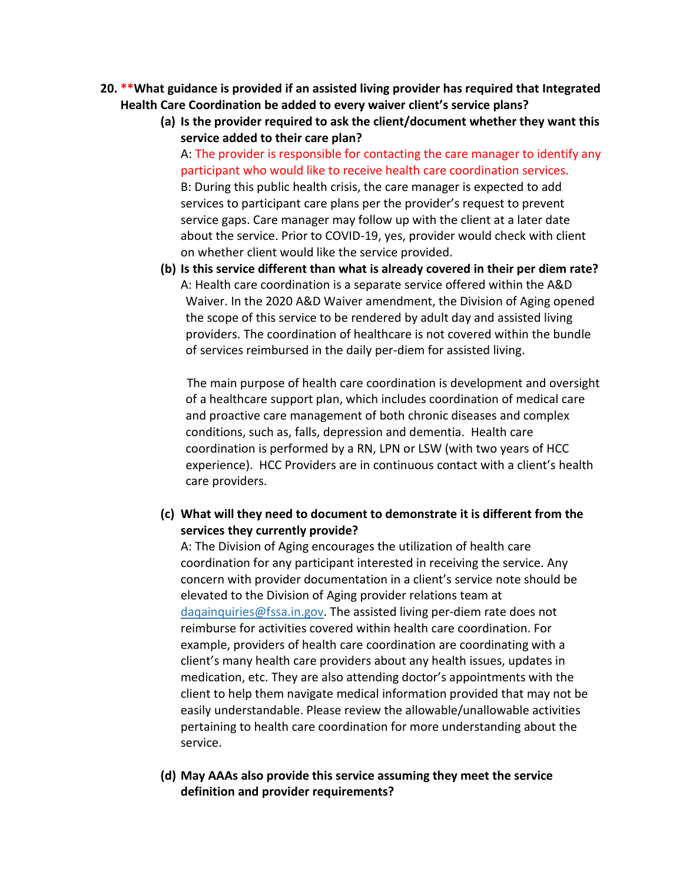20. **What guidance is provided if an assisted living provider has required that Integrated Health Care Coordination be added to every waiver client's service plans?**

    (a) **Is the provider required to ask the client/document whether they want this service added to their care plan?**

    A: The provider is responsible for contacting the care manager to identify any participant who would like to receive health care coordination services.

    B: During this public health crisis, the care manager is expected to add services to participant care plans per the provider's request to prevent service gaps. Care manager may follow up with the client at a later date about the service. Prior to COVID-19, yes, provider would check with client on whether client would like the service provided.

    (b) **Is this service different than what is already covered in their per diem rate?**

    A: Health care coordination is a separate service offered within the A&D Waiver. In the 2020 A&D Waiver amendment, the Division of Aging opened the scope of this service to be rendered by adult day and assisted living providers. The coordination of healthcare is not covered within the bundle of services reimbursed in the daily per-diem for assisted living.

    The main purpose of health care coordination is development and oversight of a healthcare support plan, which includes coordination of medical care and proactive care management of both chronic diseases and complex conditions, such as, falls, depression and dementia. Health care coordination is performed by a RN, LPN or LSW (with two years of HCC experience). HCC Providers are in continuous contact with a client's health care providers.

    (c) **What will they need to document to demonstrate it is different from the services they currently provide?**

    A: The Division of Aging encourages the utilization of health care coordination for any participant interested in receiving the service. Any concern with provider documentation in a client's service note should be elevated to the Division of Aging provider relations team at daqainquiries@fssa.in.gov. The assisted living per-diem rate does not reimburse for activities covered within health care coordination. For example, providers of health care coordination are coordinating with a client's many health care providers about any health issues, updates in medication, etc. They are also attending doctor's appointments with the client to help them navigate medical information provided that may not be easily understandable. Please review the allowable/unallowable activities pertaining to health care coordination for more understanding about the service.

    (d) **May AAAs also provide this service assuming they meet the service definition and provider requirements?**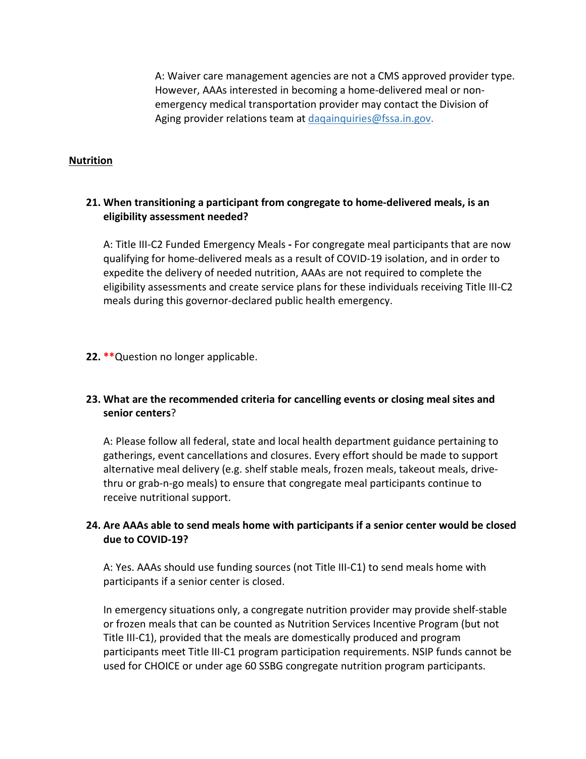A: Waiver care management agencies are not a CMS approved provider type. However, AAAs interested in becoming a home-delivered meal or non-emergency medical transportation provider may contact the Division of Aging provider relations team at daqainquiries@fssa.in.gov.

## Nutrition

**21. When transitioning a participant from congregate to home-delivered meals, is an eligibility assessment needed?**

A: Title III-C2 Funded Emergency Meals **-** For congregate meal participants that are now qualifying for home-delivered meals as a result of COVID-19 isolation, and in order to expedite the delivery of needed nutrition, AAAs are not required to complete the eligibility assessments and create service plans for these individuals receiving Title III-C2 meals during this governor-declared public health emergency.

**22.** **Question no longer applicable.

**23. What are the recommended criteria for cancelling events or closing meal sites and senior centers**?

A: Please follow all federal, state and local health department guidance pertaining to gatherings, event cancellations and closures. Every effort should be made to support alternative meal delivery (e.g. shelf stable meals, frozen meals, takeout meals, drive-thru or grab-n-go meals) to ensure that congregate meal participants continue to receive nutritional support.

**24. Are AAAs able to send meals home with participants if a senior center would be closed due to COVID-19?**

A: Yes. AAAs should use funding sources (not Title III-C1) to send meals home with participants if a senior center is closed.

In emergency situations only, a congregate nutrition provider may provide shelf-stable or frozen meals that can be counted as Nutrition Services Incentive Program (but not Title III-C1), provided that the meals are domestically produced and program participants meet Title III-C1 program participation requirements. NSIP funds cannot be used for CHOICE or under age 60 SSBG congregate nutrition program participants.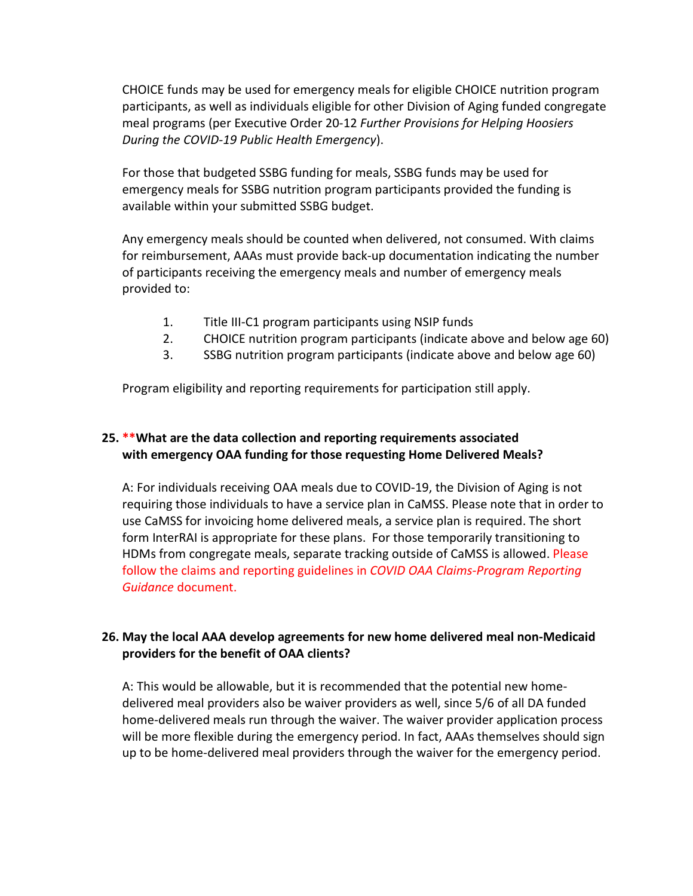CHOICE funds may be used for emergency meals for eligible CHOICE nutrition program participants, as well as individuals eligible for other Division of Aging funded congregate meal programs (per Executive Order 20-12 *Further Provisions for Helping Hoosiers During the COVID-19 Public Health Emergency*).

For those that budgeted SSBG funding for meals, SSBG funds may be used for emergency meals for SSBG nutrition program participants provided the funding is available within your submitted SSBG budget.

Any emergency meals should be counted when delivered, not consumed. With claims for reimbursement, AAAs must provide back-up documentation indicating the number of participants receiving the emergency meals and number of emergency meals provided to:

1. Title III-C1 program participants using NSIP funds
2. CHOICE nutrition program participants (indicate above and below age 60)
3. SSBG nutrition program participants (indicate above and below age 60)

Program eligibility and reporting requirements for participation still apply.

**25. **What are the data collection and reporting requirements associated with emergency OAA funding for those requesting Home Delivered Meals?**

A: For individuals receiving OAA meals due to COVID-19, the Division of Aging is not requiring those individuals to have a service plan in CaMSS. Please note that in order to use CaMSS for invoicing home delivered meals, a service plan is required. The short form InterRAI is appropriate for these plans. For those temporarily transitioning to HDMs from congregate meals, separate tracking outside of CaMSS is allowed. Please follow the claims and reporting guidelines in *COVID OAA Claims-Program Reporting Guidance* document.

**26. May the local AAA develop agreements for new home delivered meal non-Medicaid providers for the benefit of OAA clients?**

A: This would be allowable, but it is recommended that the potential new home-delivered meal providers also be waiver providers as well, since 5/6 of all DA funded home-delivered meals run through the waiver. The waiver provider application process will be more flexible during the emergency period. In fact, AAAs themselves should sign up to be home-delivered meal providers through the waiver for the emergency period.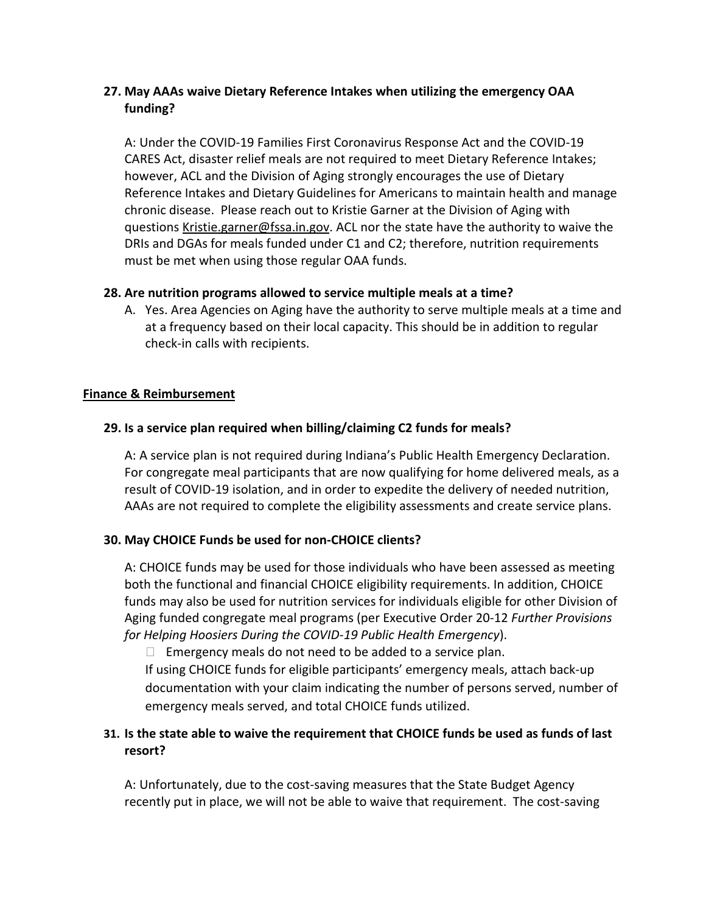**27. May AAAs waive Dietary Reference Intakes when utilizing the emergency OAA funding?**

A: Under the COVID-19 Families First Coronavirus Response Act and the COVID-19 CARES Act, disaster relief meals are not required to meet Dietary Reference Intakes; however, ACL and the Division of Aging strongly encourages the use of Dietary Reference Intakes and Dietary Guidelines for Americans to maintain health and manage chronic disease. Please reach out to Kristie Garner at the Division of Aging with questions Kristie.garner@fssa.in.gov. ACL nor the state have the authority to waive the DRIs and DGAs for meals funded under C1 and C2; therefore, nutrition requirements must be met when using those regular OAA funds.

**28. Are nutrition programs allowed to service multiple meals at a time?**

A. Yes. Area Agencies on Aging have the authority to serve multiple meals at a time and at a frequency based on their local capacity. This should be in addition to regular check-in calls with recipients.

## Finance & Reimbursement

**29. Is a service plan required when billing/claiming C2 funds for meals?**

A: A service plan is not required during Indiana's Public Health Emergency Declaration. For congregate meal participants that are now qualifying for home delivered meals, as a result of COVID-19 isolation, and in order to expedite the delivery of needed nutrition, AAAs are not required to complete the eligibility assessments and create service plans.

**30. May CHOICE Funds be used for non-CHOICE clients?**

A: CHOICE funds may be used for those individuals who have been assessed as meeting both the functional and financial CHOICE eligibility requirements. In addition, CHOICE funds may also be used for nutrition services for individuals eligible for other Division of Aging funded congregate meal programs (per Executive Order 20-12 *Further Provisions for Helping Hoosiers During the COVID-19 Public Health Emergency*).

- Emergency meals do not need to be added to a service plan.

If using CHOICE funds for eligible participants' emergency meals, attach back-up documentation with your claim indicating the number of persons served, number of emergency meals served, and total CHOICE funds utilized.

**31. Is the state able to waive the requirement that CHOICE funds be used as funds of last resort?**

A: Unfortunately, due to the cost-saving measures that the State Budget Agency recently put in place, we will not be able to waive that requirement. The cost-saving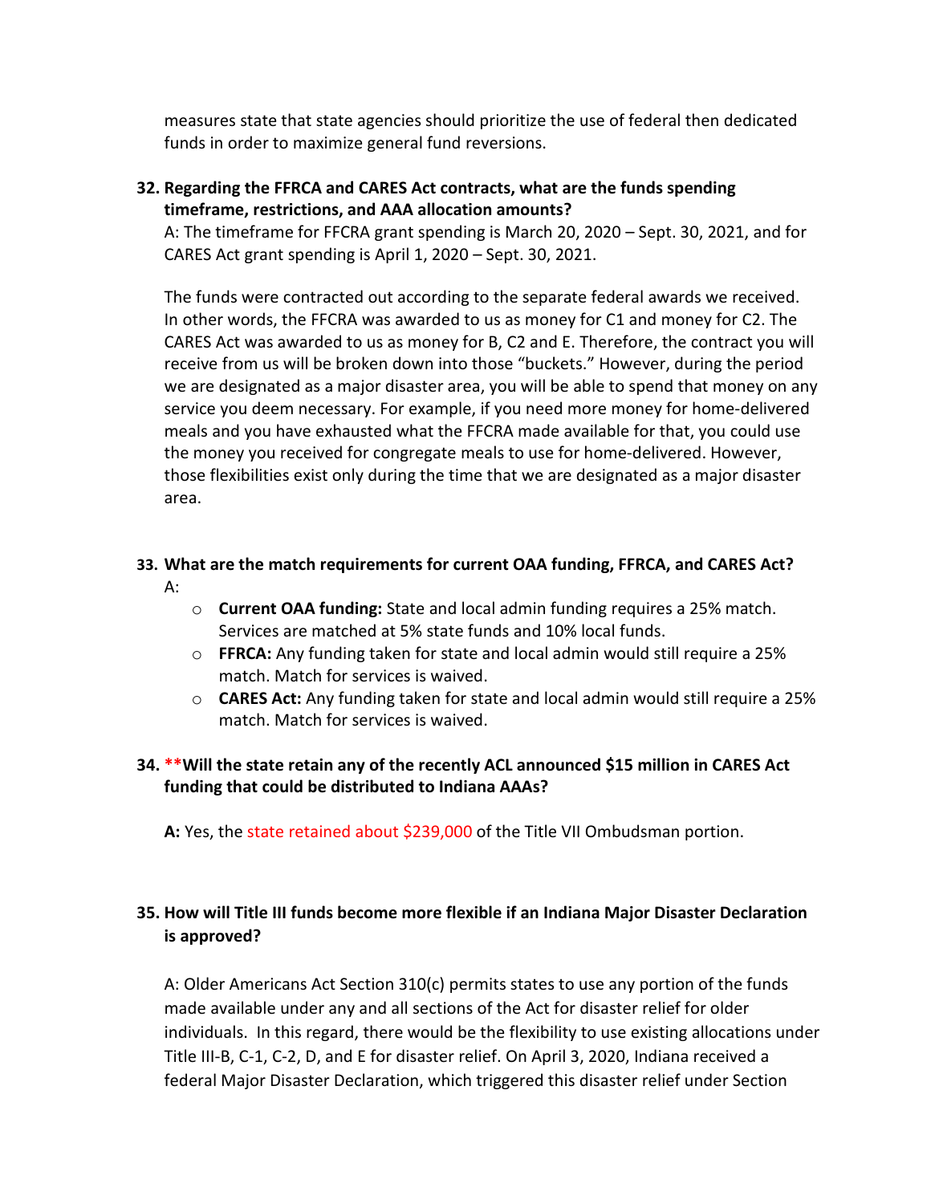measures state that state agencies should prioritize the use of federal then dedicated funds in order to maximize general fund reversions.

**32. Regarding the FFRCA and CARES Act contracts, what are the funds spending timeframe, restrictions, and AAA allocation amounts?**

A: The timeframe for FFCRA grant spending is March 20, 2020 – Sept. 30, 2021, and for CARES Act grant spending is April 1, 2020 – Sept. 30, 2021.

The funds were contracted out according to the separate federal awards we received. In other words, the FFCRA was awarded to us as money for C1 and money for C2. The CARES Act was awarded to us as money for B, C2 and E. Therefore, the contract you will receive from us will be broken down into those "buckets." However, during the period we are designated as a major disaster area, you will be able to spend that money on any service you deem necessary. For example, if you need more money for home-delivered meals and you have exhausted what the FFCRA made available for that, you could use the money you received for congregate meals to use for home-delivered. However, those flexibilities exist only during the time that we are designated as a major disaster area.

**33. What are the match requirements for current OAA funding, FFRCA, and CARES Act?**

A:

- **Current OAA funding:** State and local admin funding requires a 25% match. Services are matched at 5% state funds and 10% local funds.
- **FFRCA:** Any funding taken for state and local admin would still require a 25% match. Match for services is waived.
- **CARES Act:** Any funding taken for state and local admin would still require a 25% match. Match for services is waived.

**34. **Will the state retain any of the recently ACL announced $15 million in CARES Act funding that could be distributed to Indiana AAAs?**

**A:** Yes, the state retained about $239,000 of the Title VII Ombudsman portion.

**35. How will Title III funds become more flexible if an Indiana Major Disaster Declaration is approved?**

A: Older Americans Act Section 310(c) permits states to use any portion of the funds made available under any and all sections of the Act for disaster relief for older individuals. In this regard, there would be the flexibility to use existing allocations under Title III-B, C-1, C-2, D, and E for disaster relief. On April 3, 2020, Indiana received a federal Major Disaster Declaration, which triggered this disaster relief under Section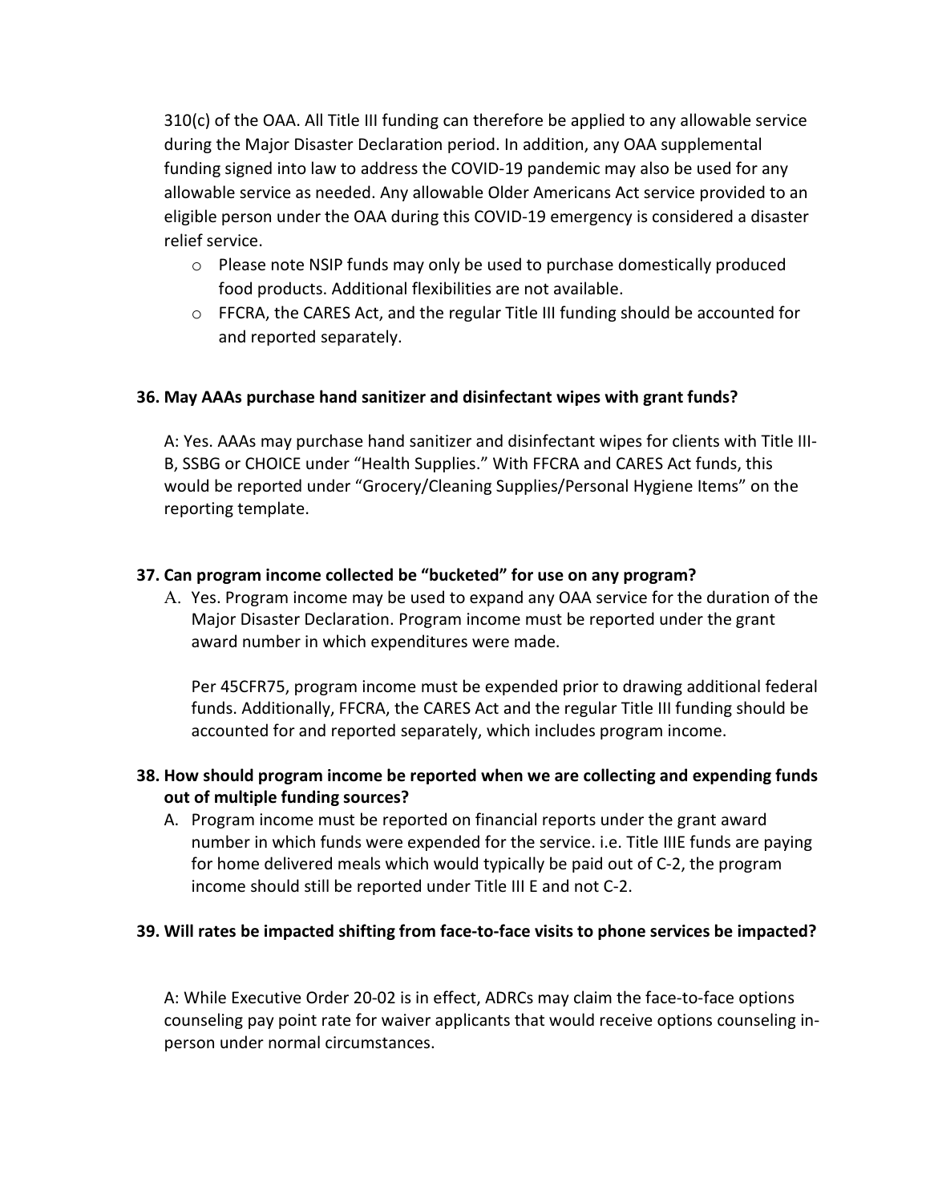310(c) of the OAA. All Title III funding can therefore be applied to any allowable service during the Major Disaster Declaration period. In addition, any OAA supplemental funding signed into law to address the COVID-19 pandemic may also be used for any allowable service as needed. Any allowable Older Americans Act service provided to an eligible person under the OAA during this COVID-19 emergency is considered a disaster relief service.

- Please note NSIP funds may only be used to purchase domestically produced food products. Additional flexibilities are not available.
- FFCRA, the CARES Act, and the regular Title III funding should be accounted for and reported separately.

**36. May AAAs purchase hand sanitizer and disinfectant wipes with grant funds?**

A: Yes. AAAs may purchase hand sanitizer and disinfectant wipes for clients with Title III-B, SSBG or CHOICE under "Health Supplies." With FFCRA and CARES Act funds, this would be reported under "Grocery/Cleaning Supplies/Personal Hygiene Items" on the reporting template.

**37. Can program income collected be "bucketed" for use on any program?**

A. Yes. Program income may be used to expand any OAA service for the duration of the Major Disaster Declaration. Program income must be reported under the grant award number in which expenditures were made.

Per 45CFR75, program income must be expended prior to drawing additional federal funds. Additionally, FFCRA, the CARES Act and the regular Title III funding should be accounted for and reported separately, which includes program income.

**38. How should program income be reported when we are collecting and expending funds out of multiple funding sources?**

A. Program income must be reported on financial reports under the grant award number in which funds were expended for the service. i.e. Title IIIE funds are paying for home delivered meals which would typically be paid out of C-2, the program income should still be reported under Title III E and not C-2.

**39. Will rates be impacted shifting from face-to-face visits to phone services be impacted?**

A: While Executive Order 20-02 is in effect, ADRCs may claim the face-to-face options counseling pay point rate for waiver applicants that would receive options counseling in-person under normal circumstances.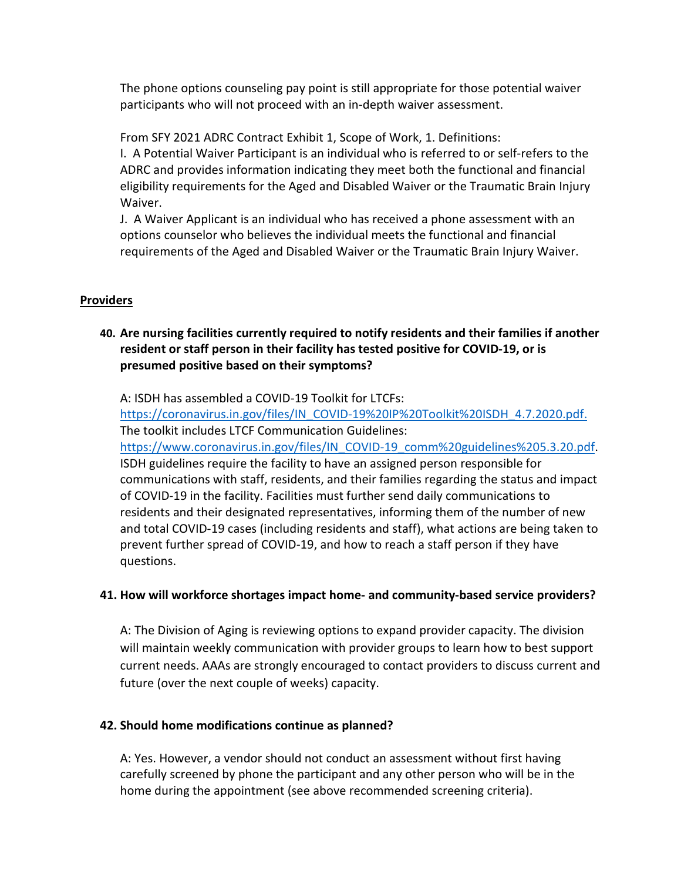The phone options counseling pay point is still appropriate for those potential waiver participants who will not proceed with an in-depth waiver assessment.

From SFY 2021 ADRC Contract Exhibit 1, Scope of Work, 1. Definitions:

I. A Potential Waiver Participant is an individual who is referred to or self-refers to the ADRC and provides information indicating they meet both the functional and financial eligibility requirements for the Aged and Disabled Waiver or the Traumatic Brain Injury Waiver.

J. A Waiver Applicant is an individual who has received a phone assessment with an options counselor who believes the individual meets the functional and financial requirements of the Aged and Disabled Waiver or the Traumatic Brain Injury Waiver.

## Providers

**40. Are nursing facilities currently required to notify residents and their families if another resident or staff person in their facility has tested positive for COVID-19, or is presumed positive based on their symptoms?**

A: ISDH has assembled a COVID-19 Toolkit for LTCFs: https://coronavirus.in.gov/files/IN_COVID-19%20IP%20Toolkit%20ISDH_4.7.2020.pdf. The toolkit includes LTCF Communication Guidelines: https://www.coronavirus.in.gov/files/IN_COVID-19_comm%20guidelines%205.3.20.pdf. ISDH guidelines require the facility to have an assigned person responsible for communications with staff, residents, and their families regarding the status and impact of COVID-19 in the facility. Facilities must further send daily communications to residents and their designated representatives, informing them of the number of new and total COVID-19 cases (including residents and staff), what actions are being taken to prevent further spread of COVID-19, and how to reach a staff person if they have questions.

**41. How will workforce shortages impact home- and community-based service providers?**

A: The Division of Aging is reviewing options to expand provider capacity. The division will maintain weekly communication with provider groups to learn how to best support current needs. AAAs are strongly encouraged to contact providers to discuss current and future (over the next couple of weeks) capacity.

**42. Should home modifications continue as planned?**

A: Yes. However, a vendor should not conduct an assessment without first having carefully screened by phone the participant and any other person who will be in the home during the appointment (see above recommended screening criteria).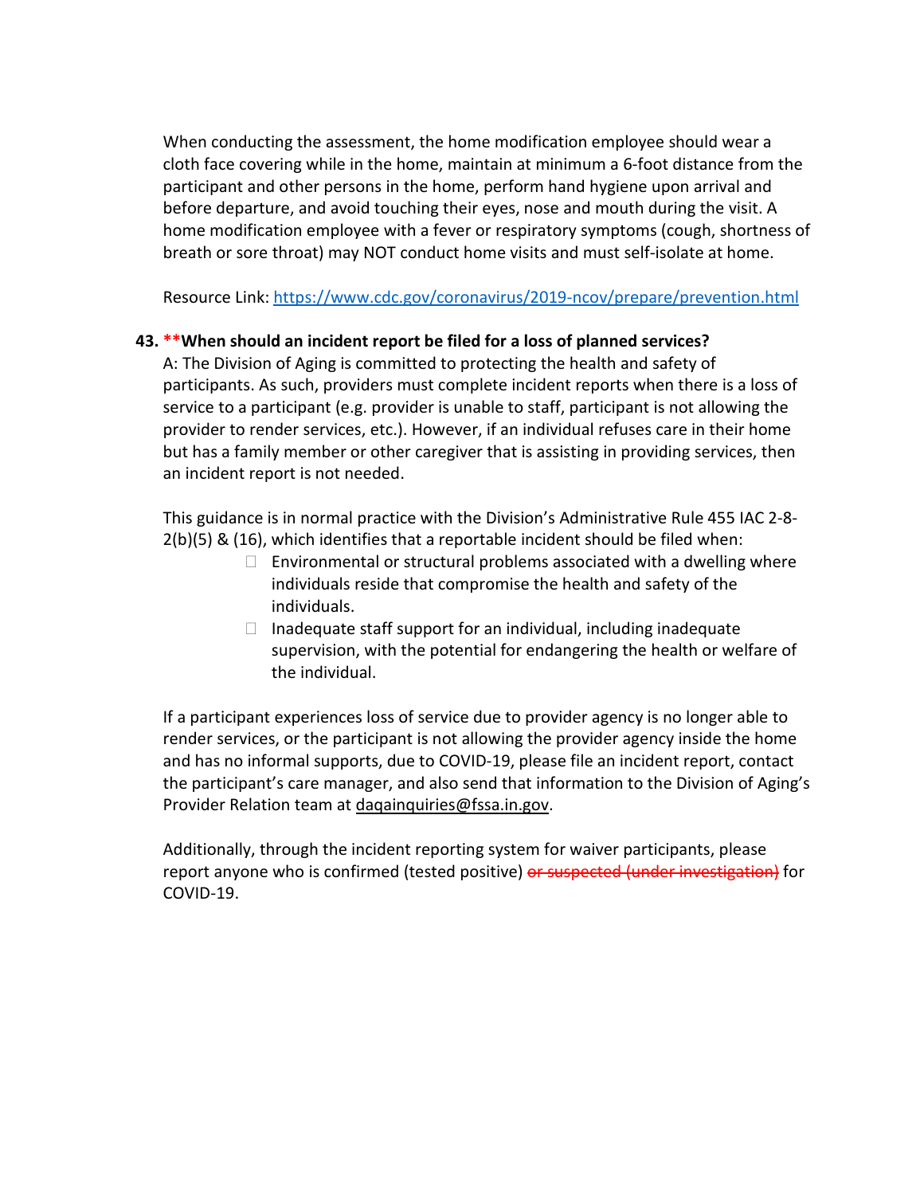When conducting the assessment, the home modification employee should wear a cloth face covering while in the home, maintain at minimum a 6-foot distance from the participant and other persons in the home, perform hand hygiene upon arrival and before departure, and avoid touching their eyes, nose and mouth during the visit. A home modification employee with a fever or respiratory symptoms (cough, shortness of breath or sore throat) may NOT conduct home visits and must self-isolate at home.

Resource Link: https://www.cdc.gov/coronavirus/2019-ncov/prepare/prevention.html

**43. **When should an incident report be filed for a loss of planned services?**

A: The Division of Aging is committed to protecting the health and safety of participants. As such, providers must complete incident reports when there is a loss of service to a participant (e.g. provider is unable to staff, participant is not allowing the provider to render services, etc.). However, if an individual refuses care in their home but has a family member or other caregiver that is assisting in providing services, then an incident report is not needed.

This guidance is in normal practice with the Division's Administrative Rule 455 IAC 2-8-2(b)(5) & (16), which identifies that a reportable incident should be filed when:

- Environmental or structural problems associated with a dwelling where individuals reside that compromise the health and safety of the individuals.
- Inadequate staff support for an individual, including inadequate supervision, with the potential for endangering the health or welfare of the individual.

If a participant experiences loss of service due to provider agency is no longer able to render services, or the participant is not allowing the provider agency inside the home and has no informal supports, due to COVID-19, please file an incident report, contact the participant's care manager, and also send that information to the Division of Aging's Provider Relation team at daqainquiries@fssa.in.gov.

Additionally, through the incident reporting system for waiver participants, please report anyone who is confirmed (tested positive) ~~or suspected (under investigation)~~ for COVID-19.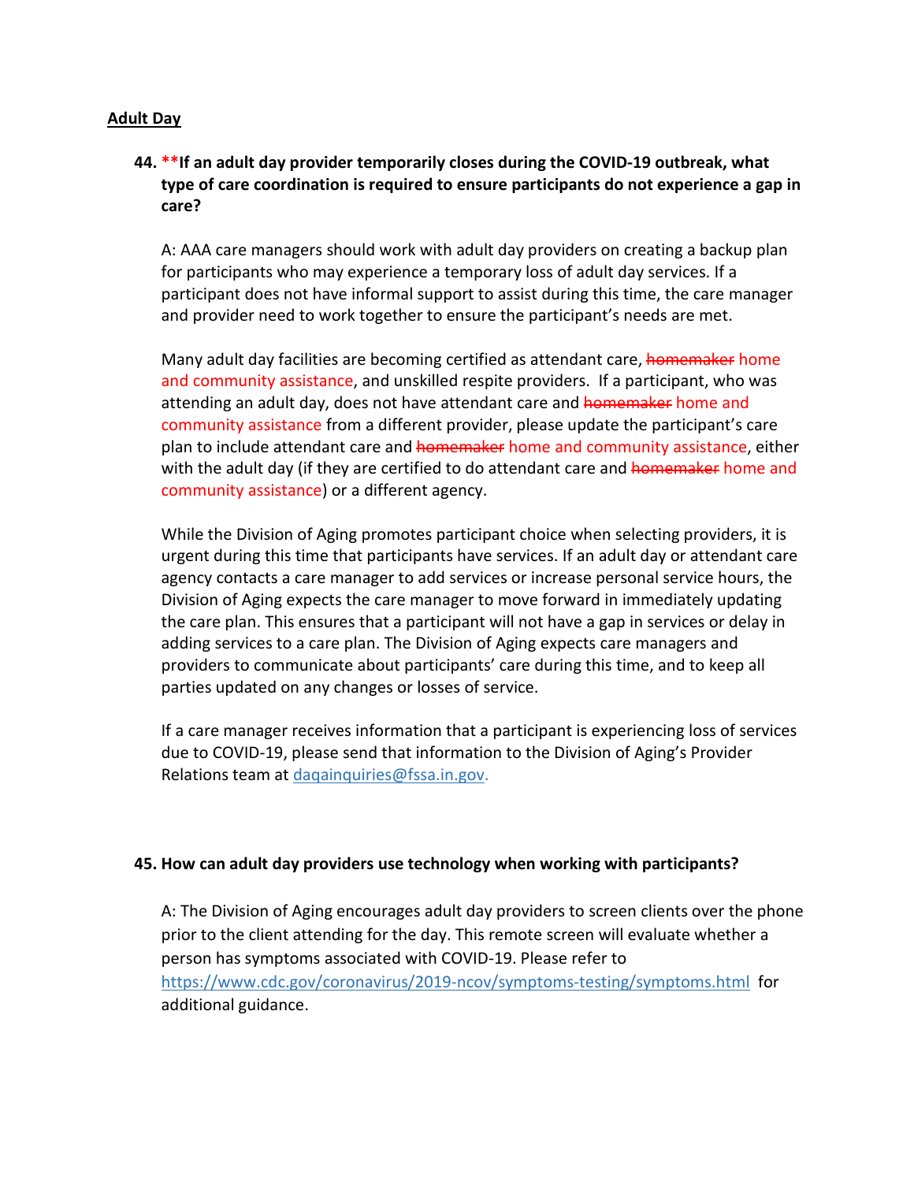**Adult Day**

44. ****If an adult day provider temporarily closes during the COVID-19 outbreak, what type of care coordination is required to ensure participants do not experience a gap in care?**

    A: AAA care managers should work with adult day providers on creating a backup plan for participants who may experience a temporary loss of adult day services. If a participant does not have informal support to assist during this time, the care manager and provider need to work together to ensure the participant's needs are met.

    Many adult day facilities are becoming certified as attendant care, ~~homemaker~~ home and community assistance, and unskilled respite providers. If a participant, who was attending an adult day, does not have attendant care and ~~homemaker~~ home and community assistance from a different provider, please update the participant's care plan to include attendant care and ~~homemaker~~ home and community assistance, either with the adult day (if they are certified to do attendant care and ~~homemaker~~ home and community assistance) or a different agency.

    While the Division of Aging promotes participant choice when selecting providers, it is urgent during this time that participants have services. If an adult day or attendant care agency contacts a care manager to add services or increase personal service hours, the Division of Aging expects the care manager to move forward in immediately updating the care plan. This ensures that a participant will not have a gap in services or delay in adding services to a care plan. The Division of Aging expects care managers and providers to communicate about participants' care during this time, and to keep all parties updated on any changes or losses of service.

    If a care manager receives information that a participant is experiencing loss of services due to COVID-19, please send that information to the Division of Aging's Provider Relations team at daqainquiries@fssa.in.gov.

45. **How can adult day providers use technology when working with participants?**

    A: The Division of Aging encourages adult day providers to screen clients over the phone prior to the client attending for the day. This remote screen will evaluate whether a person has symptoms associated with COVID-19. Please refer to https://www.cdc.gov/coronavirus/2019-ncov/symptoms-testing/symptoms.html for additional guidance.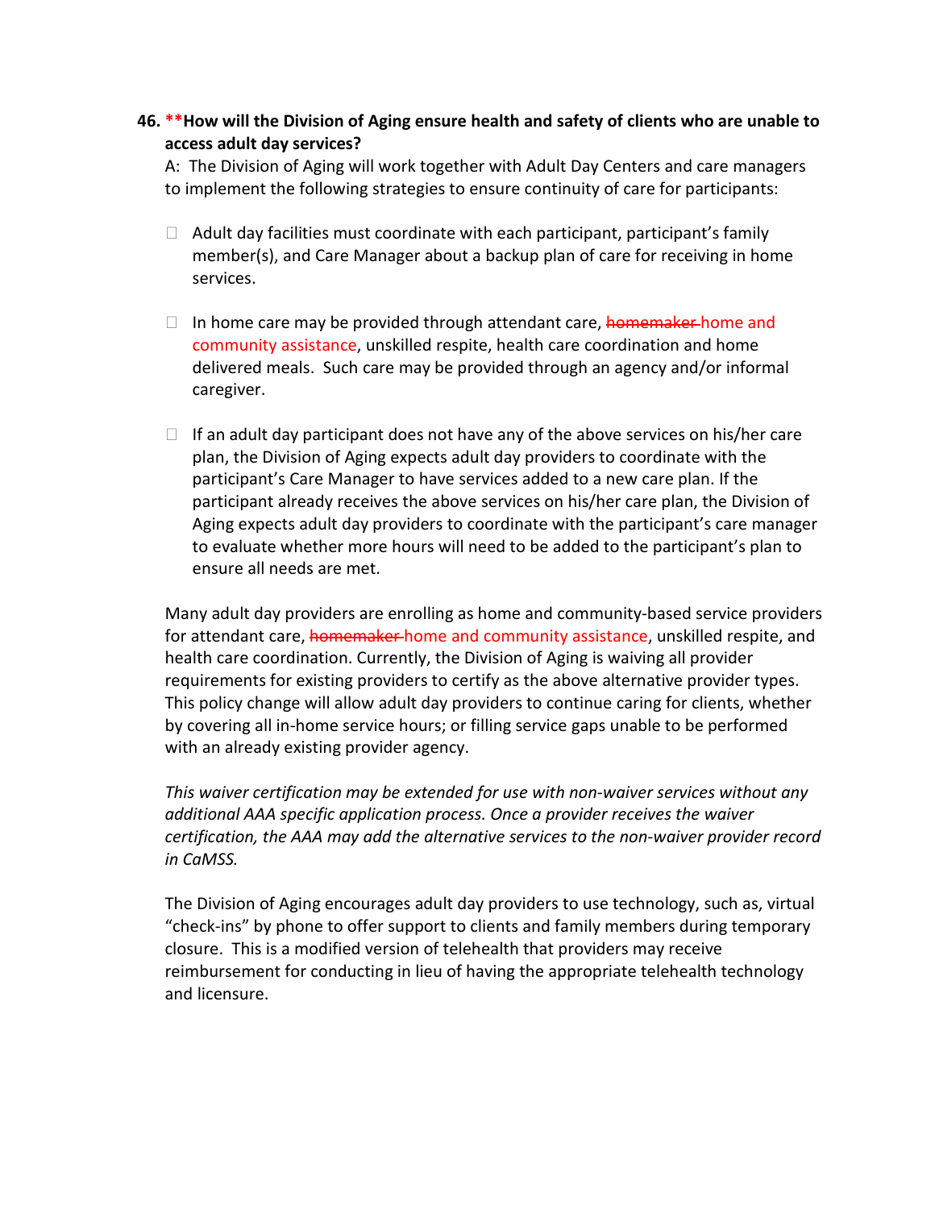46. **How will the Division of Aging ensure health and safety of clients who are unable to access adult day services?**

A: The Division of Aging will work together with Adult Day Centers and care managers to implement the following strategies to ensure continuity of care for participants:

- Adult day facilities must coordinate with each participant, participant's family member(s), and Care Manager about a backup plan of care for receiving in home services.

- In home care may be provided through attendant care, ~~homemaker~~ home and community assistance, unskilled respite, health care coordination and home delivered meals. Such care may be provided through an agency and/or informal caregiver.

- If an adult day participant does not have any of the above services on his/her care plan, the Division of Aging expects adult day providers to coordinate with the participant's Care Manager to have services added to a new care plan. If the participant already receives the above services on his/her care plan, the Division of Aging expects adult day providers to coordinate with the participant's care manager to evaluate whether more hours will need to be added to the participant's plan to ensure all needs are met.

Many adult day providers are enrolling as home and community-based service providers for attendant care, ~~homemaker~~ home and community assistance, unskilled respite, and health care coordination. Currently, the Division of Aging is waiving all provider requirements for existing providers to certify as the above alternative provider types. This policy change will allow adult day providers to continue caring for clients, whether by covering all in-home service hours; or filling service gaps unable to be performed with an already existing provider agency.

*This waiver certification may be extended for use with non-waiver services without any additional AAA specific application process. Once a provider receives the waiver certification, the AAA may add the alternative services to the non-waiver provider record in CaMSS.*

The Division of Aging encourages adult day providers to use technology, such as, virtual "check-ins" by phone to offer support to clients and family members during temporary closure. This is a modified version of telehealth that providers may receive reimbursement for conducting in lieu of having the appropriate telehealth technology and licensure.